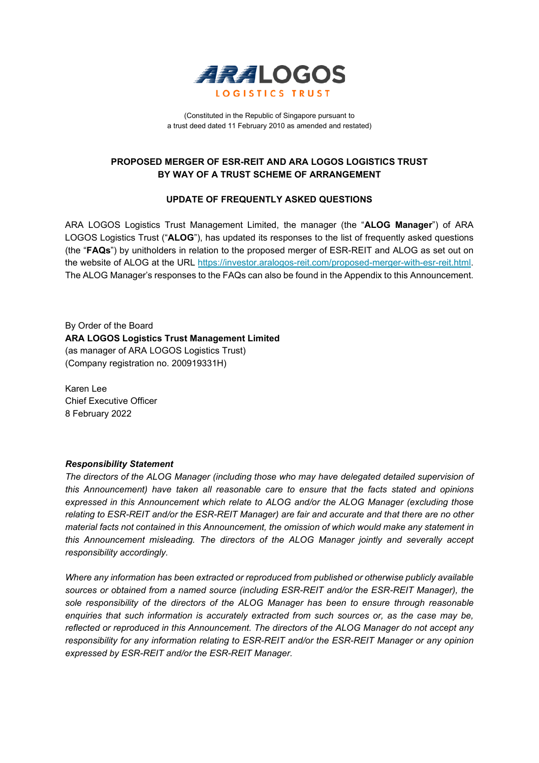**ARA LOGOS**
**LOGISTICS TRUST**

(Constituted in the Republic of Singapore pursuant to
a trust deed dated 11 February 2010 as amended and restated)

## PROPOSED MERGER OF ESR-REIT AND ARA LOGOS LOGISTICS TRUST BY WAY OF A TRUST SCHEME OF ARRANGEMENT

## UPDATE OF FREQUENTLY ASKED QUESTIONS

ARA LOGOS Logistics Trust Management Limited, the manager (the "**ALOG Manager**") of ARA LOGOS Logistics Trust ("**ALOG**"), has updated its responses to the list of frequently asked questions (the "**FAQs**") by unitholders in relation to the proposed merger of ESR-REIT and ALOG as set out on the website of ALOG at the URL https://investor.aralogos-reit.com/proposed-merger-with-esr-reit.html. The ALOG Manager's responses to the FAQs can also be found in the Appendix to this Announcement.

By Order of the Board
**ARA LOGOS Logistics Trust Management Limited**
(as manager of ARA LOGOS Logistics Trust)
(Company registration no. 200919331H)

Karen Lee
Chief Executive Officer
8 February 2022

***Responsibility Statement***

*The directors of the ALOG Manager (including those who may have delegated detailed supervision of this Announcement) have taken all reasonable care to ensure that the facts stated and opinions expressed in this Announcement which relate to ALOG and/or the ALOG Manager (excluding those relating to ESR-REIT and/or the ESR-REIT Manager) are fair and accurate and that there are no other material facts not contained in this Announcement, the omission of which would make any statement in this Announcement misleading. The directors of the ALOG Manager jointly and severally accept responsibility accordingly.*

*Where any information has been extracted or reproduced from published or otherwise publicly available sources or obtained from a named source (including ESR-REIT and/or the ESR-REIT Manager), the sole responsibility of the directors of the ALOG Manager has been to ensure through reasonable enquiries that such information is accurately extracted from such sources or, as the case may be, reflected or reproduced in this Announcement. The directors of the ALOG Manager do not accept any responsibility for any information relating to ESR-REIT and/or the ESR-REIT Manager or any opinion expressed by ESR-REIT and/or the ESR-REIT Manager.*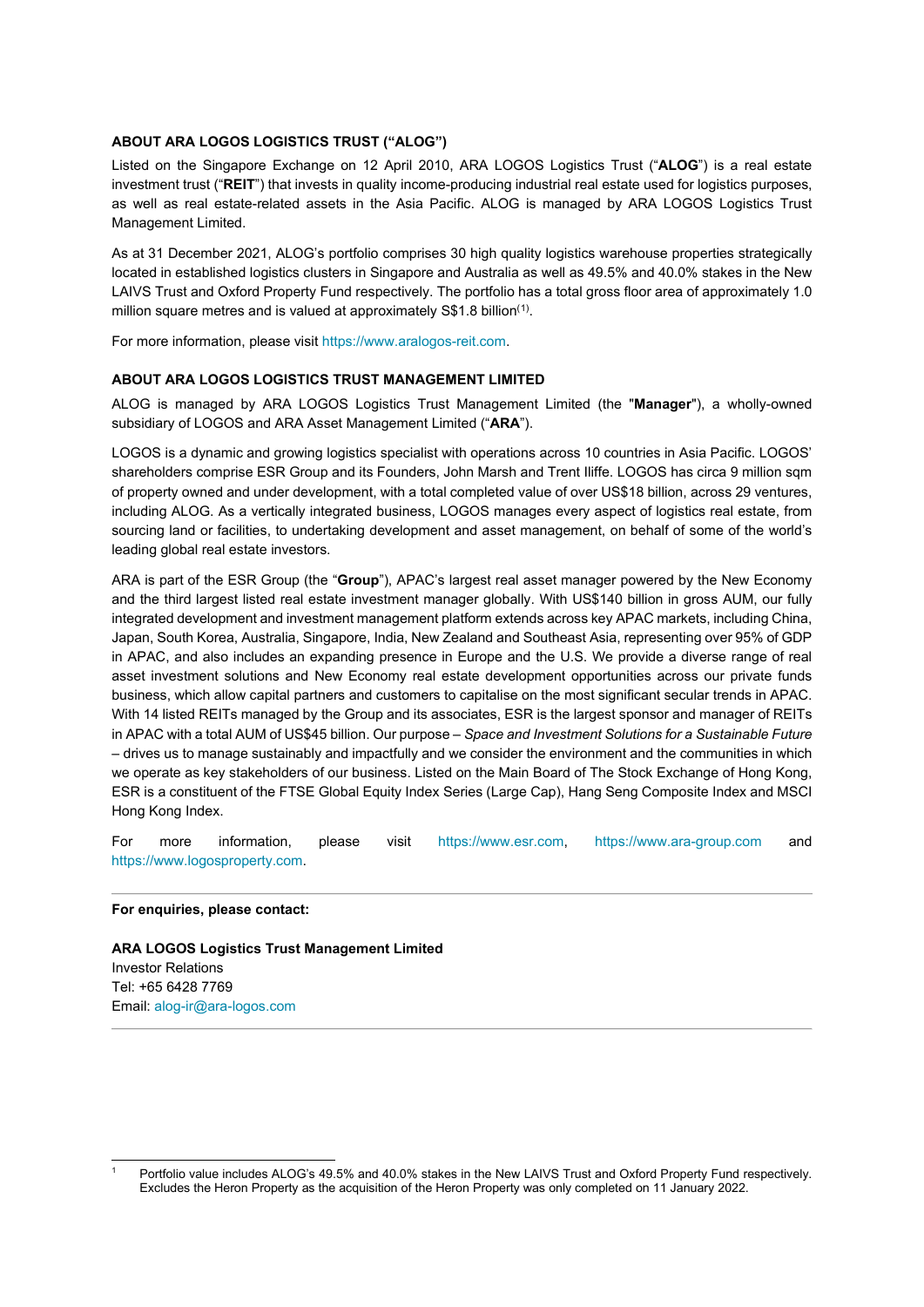### ABOUT ARA LOGOS LOGISTICS TRUST ("ALOG")

Listed on the Singapore Exchange on 12 April 2010, ARA LOGOS Logistics Trust ("**ALOG**") is a real estate investment trust ("**REIT**") that invests in quality income-producing industrial real estate used for logistics purposes, as well as real estate-related assets in the Asia Pacific. ALOG is managed by ARA LOGOS Logistics Trust Management Limited.

As at 31 December 2021, ALOG's portfolio comprises 30 high quality logistics warehouse properties strategically located in established logistics clusters in Singapore and Australia as well as 49.5% and 40.0% stakes in the New LAIVS Trust and Oxford Property Fund respectively. The portfolio has a total gross floor area of approximately 1.0 million square metres and is valued at approximately S$1.8 billion[1].

For more information, please visit https://www.aralogos-reit.com.

### ABOUT ARA LOGOS LOGISTICS TRUST MANAGEMENT LIMITED

ALOG is managed by ARA LOGOS Logistics Trust Management Limited (the "**Manager**"), a wholly-owned subsidiary of LOGOS and ARA Asset Management Limited ("**ARA**").

LOGOS is a dynamic and growing logistics specialist with operations across 10 countries in Asia Pacific. LOGOS' shareholders comprise ESR Group and its Founders, John Marsh and Trent Iliffe. LOGOS has circa 9 million sqm of property owned and under development, with a total completed value of over US$18 billion, across 29 ventures, including ALOG. As a vertically integrated business, LOGOS manages every aspect of logistics real estate, from sourcing land or facilities, to undertaking development and asset management, on behalf of some of the world's leading global real estate investors.

ARA is part of the ESR Group (the "**Group**"), APAC's largest real asset manager powered by the New Economy and the third largest listed real estate investment manager globally. With US$140 billion in gross AUM, our fully integrated development and investment management platform extends across key APAC markets, including China, Japan, South Korea, Australia, Singapore, India, New Zealand and Southeast Asia, representing over 95% of GDP in APAC, and also includes an expanding presence in Europe and the U.S. We provide a diverse range of real asset investment solutions and New Economy real estate development opportunities across our private funds business, which allow capital partners and customers to capitalise on the most significant secular trends in APAC. With 14 listed REITs managed by the Group and its associates, ESR is the largest sponsor and manager of REITs in APAC with a total AUM of US$45 billion. Our purpose – *Space and Investment Solutions for a Sustainable Future* – drives us to manage sustainably and impactfully and we consider the environment and the communities in which we operate as key stakeholders of our business. Listed on the Main Board of The Stock Exchange of Hong Kong, ESR is a constituent of the FTSE Global Equity Index Series (Large Cap), Hang Seng Composite Index and MSCI Hong Kong Index.

For more information, please visit https://www.esr.com, https://www.ara-group.com and https://www.logosproperty.com.

---

**For enquiries, please contact:**

**ARA LOGOS Logistics Trust Management Limited**
Investor Relations
Tel: +65 6428 7769
Email: alog-ir@ara-logos.com

---

[1] Portfolio value includes ALOG's 49.5% and 40.0% stakes in the New LAIVS Trust and Oxford Property Fund respectively. Excludes the Heron Property as the acquisition of the Heron Property was only completed on 11 January 2022.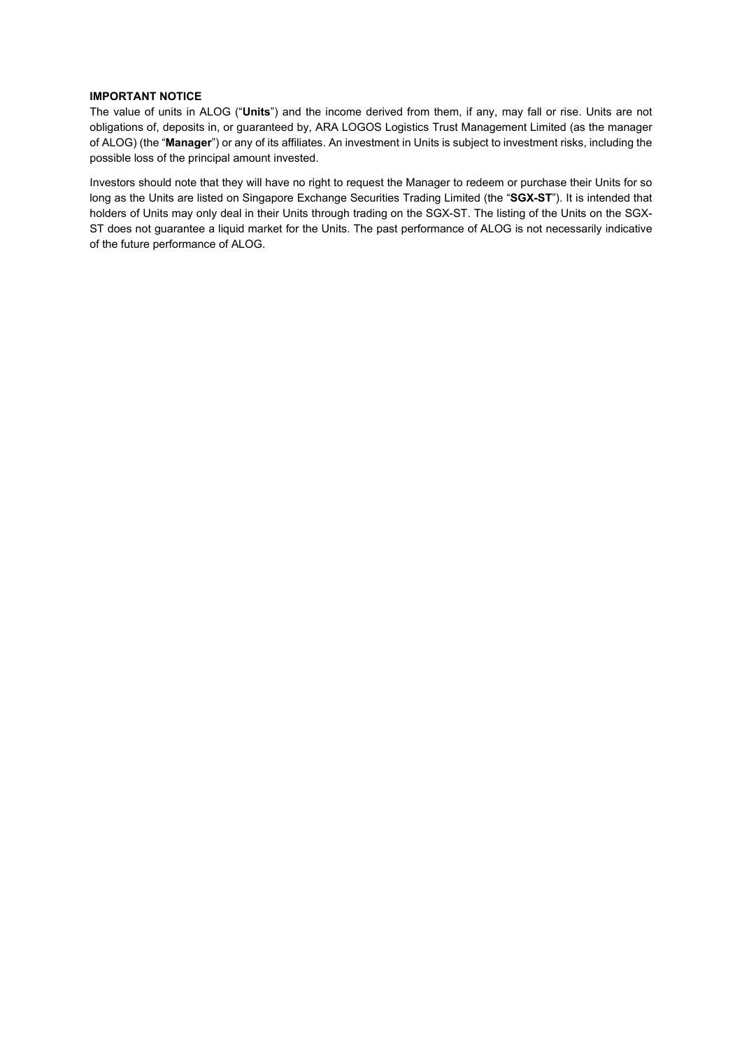**IMPORTANT NOTICE**

The value of units in ALOG ("**Units**") and the income derived from them, if any, may fall or rise. Units are not obligations of, deposits in, or guaranteed by, ARA LOGOS Logistics Trust Management Limited (as the manager of ALOG) (the "**Manager**") or any of its affiliates. An investment in Units is subject to investment risks, including the possible loss of the principal amount invested.

Investors should note that they will have no right to request the Manager to redeem or purchase their Units for so long as the Units are listed on Singapore Exchange Securities Trading Limited (the "**SGX-ST**"). It is intended that holders of Units may only deal in their Units through trading on the SGX-ST. The listing of the Units on the SGX-ST does not guarantee a liquid market for the Units. The past performance of ALOG is not necessarily indicative of the future performance of ALOG.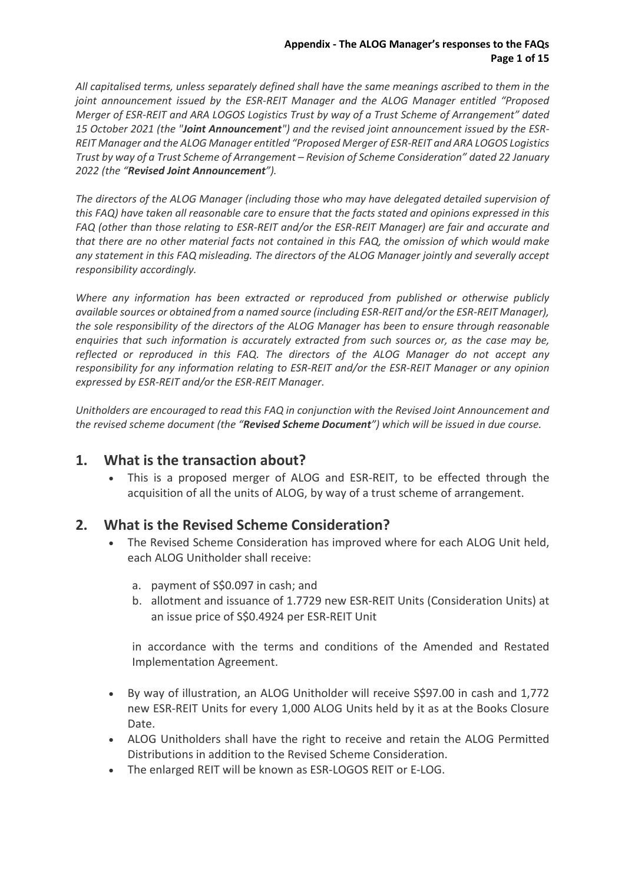*All capitalised terms, unless separately defined shall have the same meanings ascribed to them in the joint announcement issued by the ESR-REIT Manager and the ALOG Manager entitled "Proposed Merger of ESR-REIT and ARA LOGOS Logistics Trust by way of a Trust Scheme of Arrangement" dated 15 October 2021 (the "**Joint Announcement**") and the revised joint announcement issued by the ESR-REIT Manager and the ALOG Manager entitled "Proposed Merger of ESR-REIT and ARA LOGOS Logistics Trust by way of a Trust Scheme of Arrangement – Revision of Scheme Consideration" dated 22 January 2022 (the "**Revised Joint Announcement**").*

*The directors of the ALOG Manager (including those who may have delegated detailed supervision of this FAQ) have taken all reasonable care to ensure that the facts stated and opinions expressed in this FAQ (other than those relating to ESR-REIT and/or the ESR-REIT Manager) are fair and accurate and that there are no other material facts not contained in this FAQ, the omission of which would make any statement in this FAQ misleading. The directors of the ALOG Manager jointly and severally accept responsibility accordingly.*

*Where any information has been extracted or reproduced from published or otherwise publicly available sources or obtained from a named source (including ESR-REIT and/or the ESR-REIT Manager), the sole responsibility of the directors of the ALOG Manager has been to ensure through reasonable enquiries that such information is accurately extracted from such sources or, as the case may be, reflected or reproduced in this FAQ. The directors of the ALOG Manager do not accept any responsibility for any information relating to ESR-REIT and/or the ESR-REIT Manager or any opinion expressed by ESR-REIT and/or the ESR-REIT Manager.*

*Unitholders are encouraged to read this FAQ in conjunction with the Revised Joint Announcement and the revised scheme document (the "**Revised Scheme Document**") which will be issued in due course.*

## 1. What is the transaction about?

- This is a proposed merger of ALOG and ESR-REIT, to be effected through the acquisition of all the units of ALOG, by way of a trust scheme of arrangement.

## 2. What is the Revised Scheme Consideration?

- The Revised Scheme Consideration has improved where for each ALOG Unit held, each ALOG Unitholder shall receive:

  a. payment of S$0.097 in cash; and

  b. allotment and issuance of 1.7729 new ESR-REIT Units (Consideration Units) at an issue price of S$0.4924 per ESR-REIT Unit

  in accordance with the terms and conditions of the Amended and Restated Implementation Agreement.

- By way of illustration, an ALOG Unitholder will receive S$97.00 in cash and 1,772 new ESR-REIT Units for every 1,000 ALOG Units held by it as at the Books Closure Date.
- ALOG Unitholders shall have the right to receive and retain the ALOG Permitted Distributions in addition to the Revised Scheme Consideration.
- The enlarged REIT will be known as ESR-LOGOS REIT or E-LOG.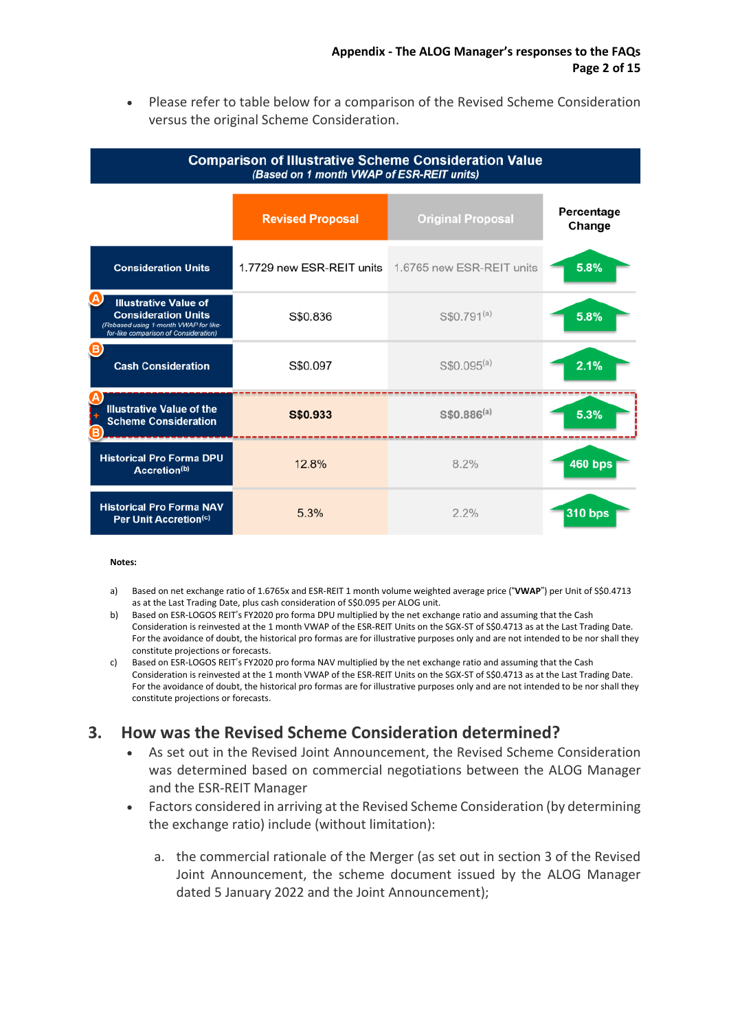- Please refer to table below for a comparison of the Revised Scheme Consideration versus the original Scheme Consideration.

**Comparison of Illustrative Scheme Consideration Value**
*(Based on 1 month VWAP of ESR-REIT units)*

| | Revised Proposal | Original Proposal | Percentage Change |
|---|---|---|---|
| Consideration Units | 1.7729 new ESR-REIT units | 1.6765 new ESR-REIT units | 5.8% |
| (A) Illustrative Value of Consideration Units *(Rebased using 1-month VWAP for like-for-like comparison of Consideration)* | S$0.836 | S$0.791[a] | 5.8% |
| (B) Cash Consideration | S$0.097 | S$0.095[a] | 2.1% |
| (A) + (B) Illustrative Value of the Scheme Consideration | **S$0.933** | **S$0.886[a]** | 5.3% |
| Historical Pro Forma DPU Accretion[b] | 12.8% | 8.2% | 460 bps |
| Historical Pro Forma NAV Per Unit Accretion[c] | 5.3% | 2.2% | 310 bps |

**Notes:**

a) Based on net exchange ratio of 1.6765x and ESR-REIT 1 month volume weighted average price ("**VWAP**") per Unit of S$0.4713 as at the Last Trading Date, plus cash consideration of S$0.095 per ALOG unit.

b) Based on ESR-LOGOS REIT's FY2020 pro forma DPU multiplied by the net exchange ratio and assuming that the Cash Consideration is reinvested at the 1 month VWAP of the ESR-REIT Units on the SGX-ST of S$0.4713 as at the Last Trading Date. For the avoidance of doubt, the historical pro formas are for illustrative purposes only and are not intended to be nor shall they constitute projections or forecasts.

c) Based on ESR-LOGOS REIT's FY2020 pro forma NAV multiplied by the net exchange ratio and assuming that the Cash Consideration is reinvested at the 1 month VWAP of the ESR-REIT Units on the SGX-ST of S$0.4713 as at the Last Trading Date. For the avoidance of doubt, the historical pro formas are for illustrative purposes only and are not intended to be nor shall they constitute projections or forecasts.

## 3. How was the Revised Scheme Consideration determined?

- As set out in the Revised Joint Announcement, the Revised Scheme Consideration was determined based on commercial negotiations between the ALOG Manager and the ESR-REIT Manager
- Factors considered in arriving at the Revised Scheme Consideration (by determining the exchange ratio) include (without limitation):

  a. the commercial rationale of the Merger (as set out in section 3 of the Revised Joint Announcement, the scheme document issued by the ALOG Manager dated 5 January 2022 and the Joint Announcement);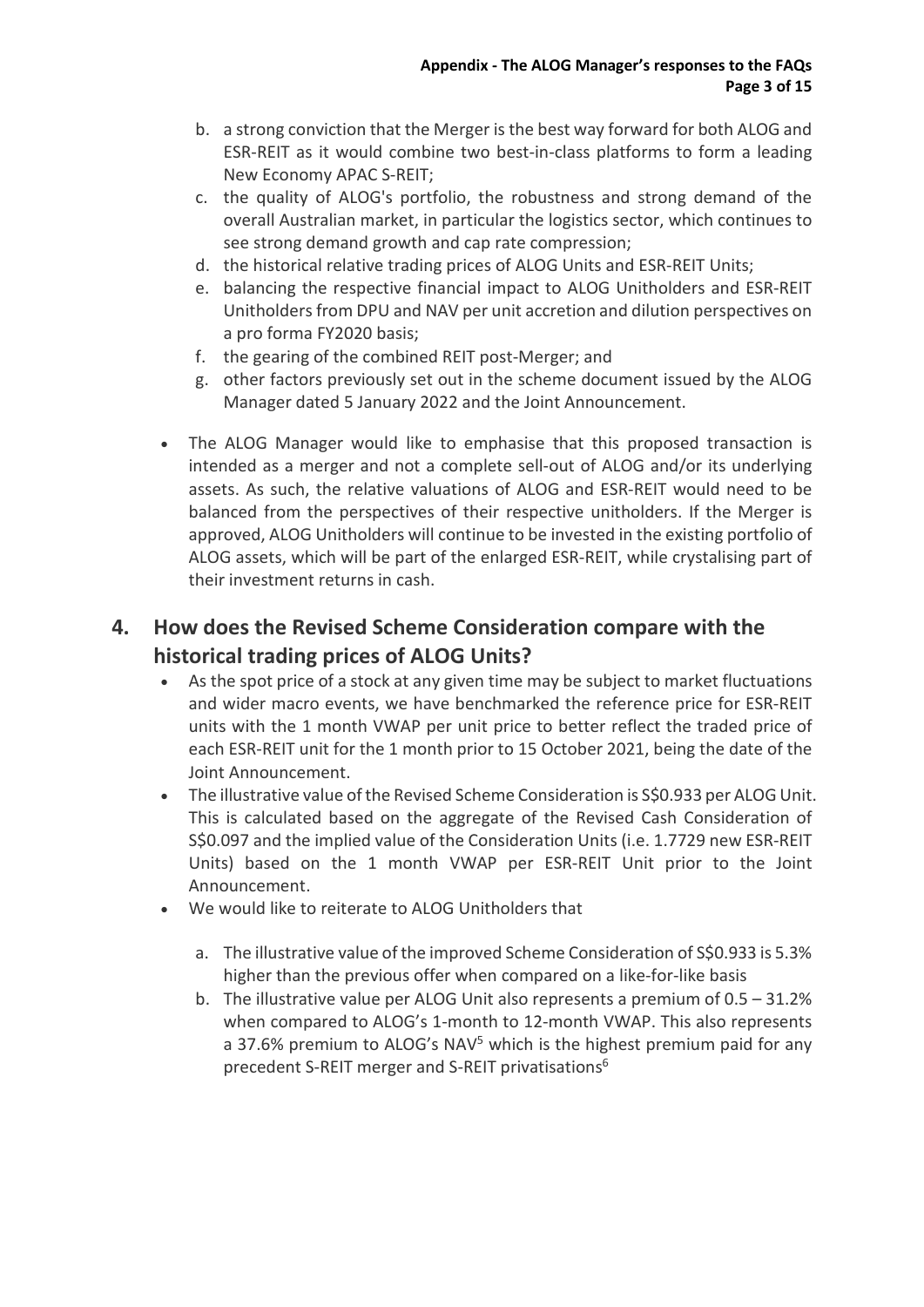b. a strong conviction that the Merger is the best way forward for both ALOG and ESR-REIT as it would combine two best-in-class platforms to form a leading New Economy APAC S-REIT;
c. the quality of ALOG's portfolio, the robustness and strong demand of the overall Australian market, in particular the logistics sector, which continues to see strong demand growth and cap rate compression;
d. the historical relative trading prices of ALOG Units and ESR-REIT Units;
e. balancing the respective financial impact to ALOG Unitholders and ESR-REIT Unitholders from DPU and NAV per unit accretion and dilution perspectives on a pro forma FY2020 basis;
f. the gearing of the combined REIT post-Merger; and
g. other factors previously set out in the scheme document issued by the ALOG Manager dated 5 January 2022 and the Joint Announcement.

- The ALOG Manager would like to emphasise that this proposed transaction is intended as a merger and not a complete sell-out of ALOG and/or its underlying assets. As such, the relative valuations of ALOG and ESR-REIT would need to be balanced from the perspectives of their respective unitholders. If the Merger is approved, ALOG Unitholders will continue to be invested in the existing portfolio of ALOG assets, which will be part of the enlarged ESR-REIT, while crystalising part of their investment returns in cash.

## 4. How does the Revised Scheme Consideration compare with the historical trading prices of ALOG Units?

- As the spot price of a stock at any given time may be subject to market fluctuations and wider macro events, we have benchmarked the reference price for ESR-REIT units with the 1 month VWAP per unit price to better reflect the traded price of each ESR-REIT unit for the 1 month prior to 15 October 2021, being the date of the Joint Announcement.
- The illustrative value of the Revised Scheme Consideration is S$0.933 per ALOG Unit. This is calculated based on the aggregate of the Revised Cash Consideration of S$0.097 and the implied value of the Consideration Units (i.e. 1.7729 new ESR-REIT Units) based on the 1 month VWAP per ESR-REIT Unit prior to the Joint Announcement.
- We would like to reiterate to ALOG Unitholders that

  a. The illustrative value of the improved Scheme Consideration of S$0.933 is 5.3% higher than the previous offer when compared on a like-for-like basis
  b. The illustrative value per ALOG Unit also represents a premium of 0.5 – 31.2% when compared to ALOG's 1-month to 12-month VWAP. This also represents a 37.6% premium to ALOG's NAV[5] which is the highest premium paid for any precedent S-REIT merger and S-REIT privatisations[6]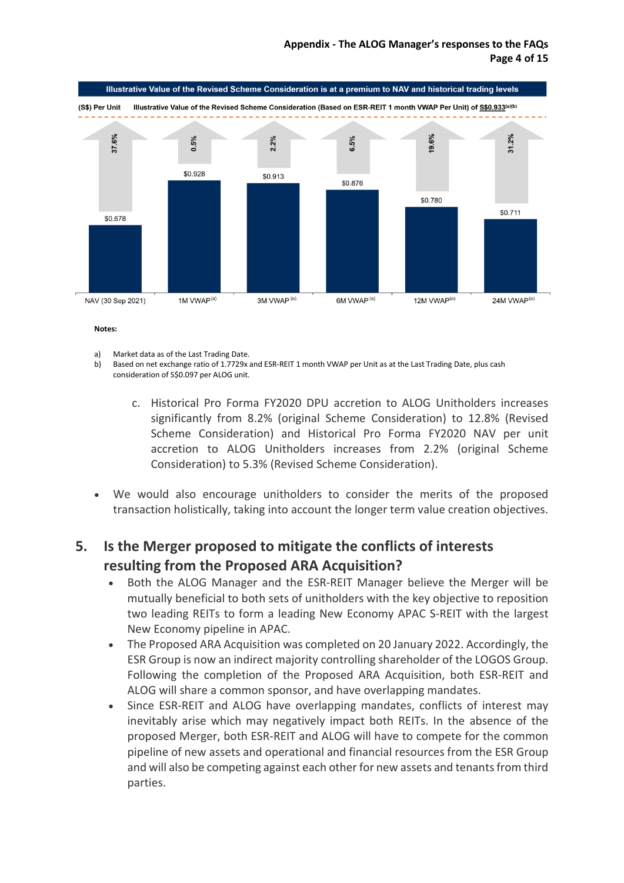**Illustrative Value of the Revised Scheme Consideration is at a premium to NAV and historical trading levels**

(S$) Per Unit — Illustrative Value of the Revised Scheme Consideration (Based on ESR-REIT 1 month VWAP Per Unit) of **S$0.933**[(a)(b)]

| | NAV (30 Sep 2021) | 1M VWAP[(a)] | 3M VWAP[(a)] | 6M VWAP[(a)] | 12M VWAP[(a)] | 24M VWAP[(a)] |
|---|---|---|---|---|---|---|
| Value (S$) | $0.678 | $0.928 | $0.913 | $0.876 | $0.780 | $0.711 |
| Premium | 37.6% | 0.5% | 2.2% | 6.5% | 19.6% | 31.2% |

**Notes:**

a) Market data as of the Last Trading Date.

b) Based on net exchange ratio of 1.7729x and ESR-REIT 1 month VWAP per Unit as at the Last Trading Date, plus cash consideration of S$0.097 per ALOG unit.

c. Historical Pro Forma FY2020 DPU accretion to ALOG Unitholders increases significantly from 8.2% (original Scheme Consideration) to 12.8% (Revised Scheme Consideration) and Historical Pro Forma FY2020 NAV per unit accretion to ALOG Unitholders increases from 2.2% (original Scheme Consideration) to 5.3% (Revised Scheme Consideration).

- We would also encourage unitholders to consider the merits of the proposed transaction holistically, taking into account the longer term value creation objectives.

## 5. Is the Merger proposed to mitigate the conflicts of interests resulting from the Proposed ARA Acquisition?

- Both the ALOG Manager and the ESR-REIT Manager believe the Merger will be mutually beneficial to both sets of unitholders with the key objective to reposition two leading REITs to form a leading New Economy APAC S-REIT with the largest New Economy pipeline in APAC.
- The Proposed ARA Acquisition was completed on 20 January 2022. Accordingly, the ESR Group is now an indirect majority controlling shareholder of the LOGOS Group. Following the completion of the Proposed ARA Acquisition, both ESR-REIT and ALOG will share a common sponsor, and have overlapping mandates.
- Since ESR-REIT and ALOG have overlapping mandates, conflicts of interest may inevitably arise which may negatively impact both REITs. In the absence of the proposed Merger, both ESR-REIT and ALOG will have to compete for the common pipeline of new assets and operational and financial resources from the ESR Group and will also be competing against each other for new assets and tenants from third parties.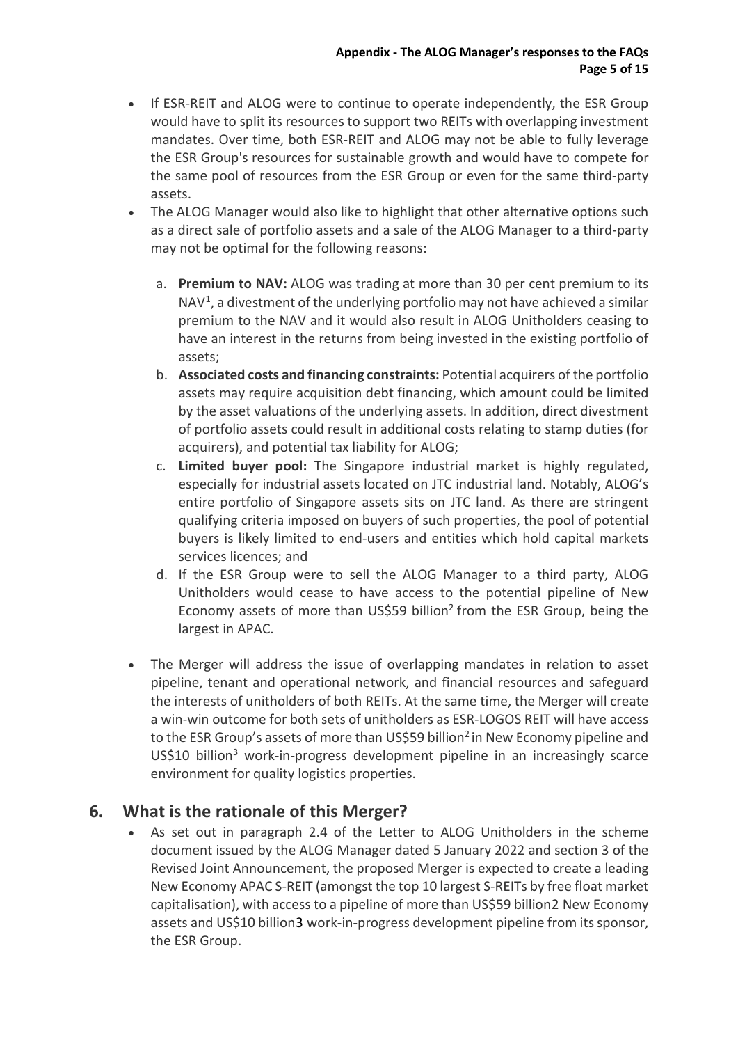- If ESR-REIT and ALOG were to continue to operate independently, the ESR Group would have to split its resources to support two REITs with overlapping investment mandates. Over time, both ESR-REIT and ALOG may not be able to fully leverage the ESR Group's resources for sustainable growth and would have to compete for the same pool of resources from the ESR Group or even for the same third-party assets.
- The ALOG Manager would also like to highlight that other alternative options such as a direct sale of portfolio assets and a sale of the ALOG Manager to a third-party may not be optimal for the following reasons:

  a. **Premium to NAV:** ALOG was trading at more than 30 per cent premium to its NAV[1], a divestment of the underlying portfolio may not have achieved a similar premium to the NAV and it would also result in ALOG Unitholders ceasing to have an interest in the returns from being invested in the existing portfolio of assets;

  b. **Associated costs and financing constraints:** Potential acquirers of the portfolio assets may require acquisition debt financing, which amount could be limited by the asset valuations of the underlying assets. In addition, direct divestment of portfolio assets could result in additional costs relating to stamp duties (for acquirers), and potential tax liability for ALOG;

  c. **Limited buyer pool:** The Singapore industrial market is highly regulated, especially for industrial assets located on JTC industrial land. Notably, ALOG's entire portfolio of Singapore assets sits on JTC land. As there are stringent qualifying criteria imposed on buyers of such properties, the pool of potential buyers is likely limited to end-users and entities which hold capital markets services licences; and

  d. If the ESR Group were to sell the ALOG Manager to a third party, ALOG Unitholders would cease to have access to the potential pipeline of New Economy assets of more than US$59 billion[2] from the ESR Group, being the largest in APAC.

- The Merger will address the issue of overlapping mandates in relation to asset pipeline, tenant and operational network, and financial resources and safeguard the interests of unitholders of both REITs. At the same time, the Merger will create a win-win outcome for both sets of unitholders as ESR-LOGOS REIT will have access to the ESR Group's assets of more than US$59 billion[2] in New Economy pipeline and US$10 billion[3] work-in-progress development pipeline in an increasingly scarce environment for quality logistics properties.

## 6. What is the rationale of this Merger?

- As set out in paragraph 2.4 of the Letter to ALOG Unitholders in the scheme document issued by the ALOG Manager dated 5 January 2022 and section 3 of the Revised Joint Announcement, the proposed Merger is expected to create a leading New Economy APAC S-REIT (amongst the top 10 largest S-REITs by free float market capitalisation), with access to a pipeline of more than US$59 billion2 New Economy assets and US$10 billion3 work-in-progress development pipeline from its sponsor, the ESR Group.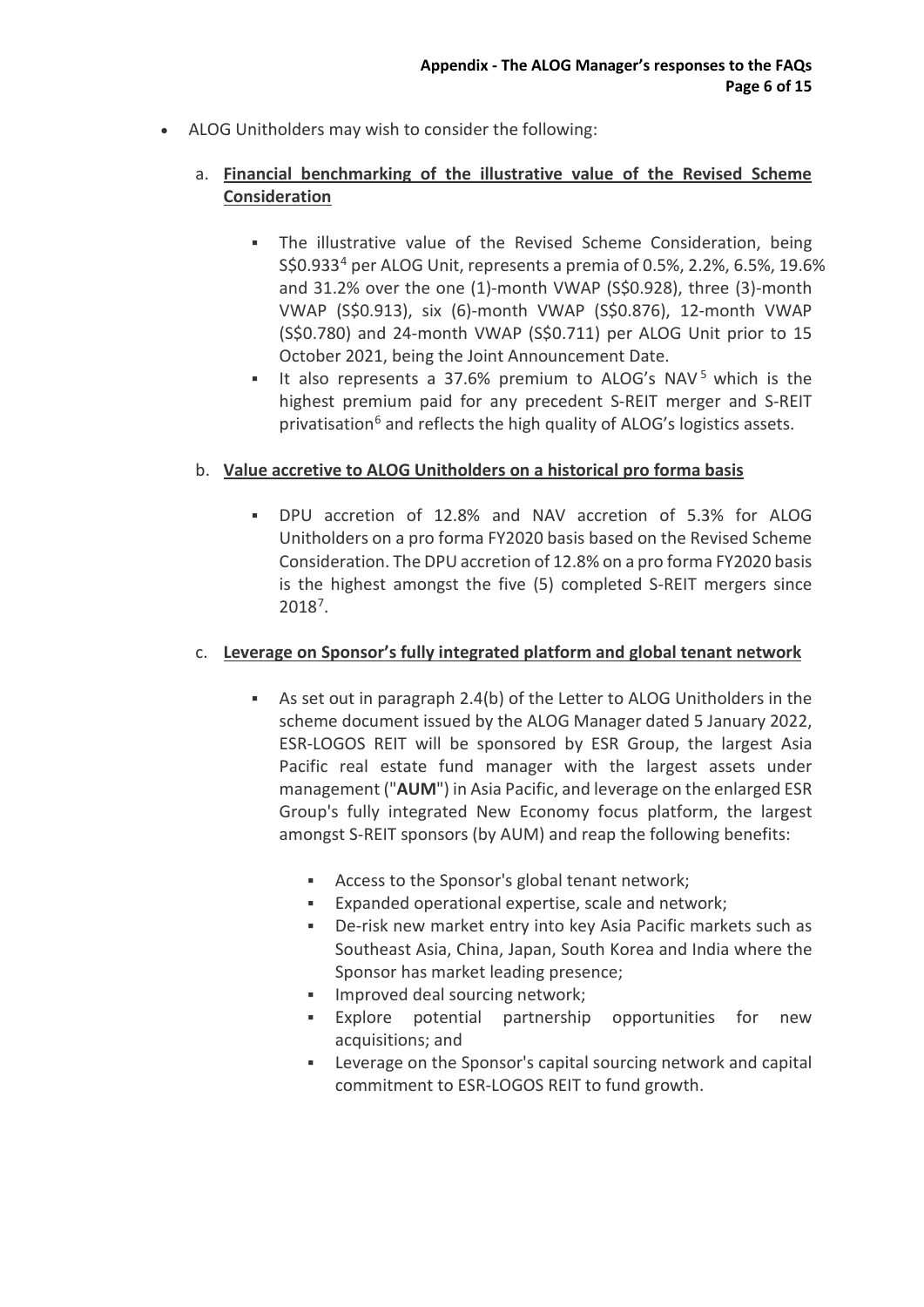- ALOG Unitholders may wish to consider the following:

  a. **Financial benchmarking of the illustrative value of the Revised Scheme Consideration**

     - The illustrative value of the Revised Scheme Consideration, being S$0.933[4] per ALOG Unit, represents a premia of 0.5%, 2.2%, 6.5%, 19.6% and 31.2% over the one (1)-month VWAP (S$0.928), three (3)-month VWAP (S$0.913), six (6)-month VWAP (S$0.876), 12-month VWAP (S$0.780) and 24-month VWAP (S$0.711) per ALOG Unit prior to 15 October 2021, being the Joint Announcement Date.
     - It also represents a 37.6% premium to ALOG's NAV[5] which is the highest premium paid for any precedent S-REIT merger and S-REIT privatisation[6] and reflects the high quality of ALOG's logistics assets.

  b. **Value accretive to ALOG Unitholders on a historical pro forma basis**

     - DPU accretion of 12.8% and NAV accretion of 5.3% for ALOG Unitholders on a pro forma FY2020 basis based on the Revised Scheme Consideration. The DPU accretion of 12.8% on a pro forma FY2020 basis is the highest amongst the five (5) completed S-REIT mergers since 2018[7].

  c. **Leverage on Sponsor's fully integrated platform and global tenant network**

     - As set out in paragraph 2.4(b) of the Letter to ALOG Unitholders in the scheme document issued by the ALOG Manager dated 5 January 2022, ESR-LOGOS REIT will be sponsored by ESR Group, the largest Asia Pacific real estate fund manager with the largest assets under management ("**AUM**") in Asia Pacific, and leverage on the enlarged ESR Group's fully integrated New Economy focus platform, the largest amongst S-REIT sponsors (by AUM) and reap the following benefits:

       - Access to the Sponsor's global tenant network;
       - Expanded operational expertise, scale and network;
       - De-risk new market entry into key Asia Pacific markets such as Southeast Asia, China, Japan, South Korea and India where the Sponsor has market leading presence;
       - Improved deal sourcing network;
       - Explore potential partnership opportunities for new acquisitions; and
       - Leverage on the Sponsor's capital sourcing network and capital commitment to ESR-LOGOS REIT to fund growth.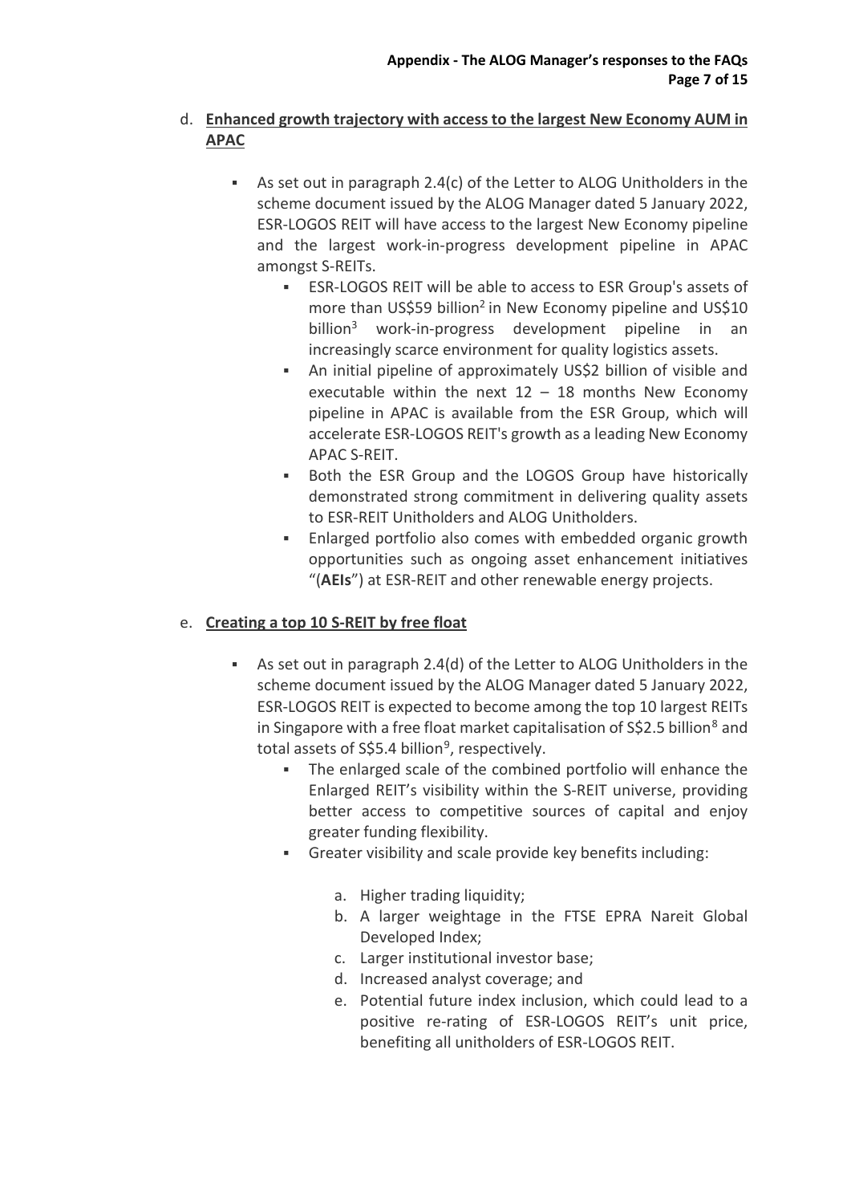d. **<u>Enhanced growth trajectory with access to the largest New Economy AUM in APAC</u>**

- As set out in paragraph 2.4(c) of the Letter to ALOG Unitholders in the scheme document issued by the ALOG Manager dated 5 January 2022, ESR-LOGOS REIT will have access to the largest New Economy pipeline and the largest work-in-progress development pipeline in APAC amongst S-REITs.
  - ESR-LOGOS REIT will be able to access to ESR Group's assets of more than US$59 billion[2] in New Economy pipeline and US$10 billion[3] work-in-progress development pipeline in an increasingly scarce environment for quality logistics assets.
  - An initial pipeline of approximately US$2 billion of visible and executable within the next 12 – 18 months New Economy pipeline in APAC is available from the ESR Group, which will accelerate ESR-LOGOS REIT's growth as a leading New Economy APAC S-REIT.
  - Both the ESR Group and the LOGOS Group have historically demonstrated strong commitment in delivering quality assets to ESR-REIT Unitholders and ALOG Unitholders.
  - Enlarged portfolio also comes with embedded organic growth opportunities such as ongoing asset enhancement initiatives "(**AEIs**") at ESR-REIT and other renewable energy projects.

e. **<u>Creating a top 10 S-REIT by free float</u>**

- As set out in paragraph 2.4(d) of the Letter to ALOG Unitholders in the scheme document issued by the ALOG Manager dated 5 January 2022, ESR-LOGOS REIT is expected to become among the top 10 largest REITs in Singapore with a free float market capitalisation of S$2.5 billion[8] and total assets of S$5.4 billion[9], respectively.
  - The enlarged scale of the combined portfolio will enhance the Enlarged REIT's visibility within the S-REIT universe, providing better access to competitive sources of capital and enjoy greater funding flexibility.
  - Greater visibility and scale provide key benefits including:
    a. Higher trading liquidity;
    b. A larger weightage in the FTSE EPRA Nareit Global Developed Index;
    c. Larger institutional investor base;
    d. Increased analyst coverage; and
    e. Potential future index inclusion, which could lead to a positive re-rating of ESR-LOGOS REIT's unit price, benefiting all unitholders of ESR-LOGOS REIT.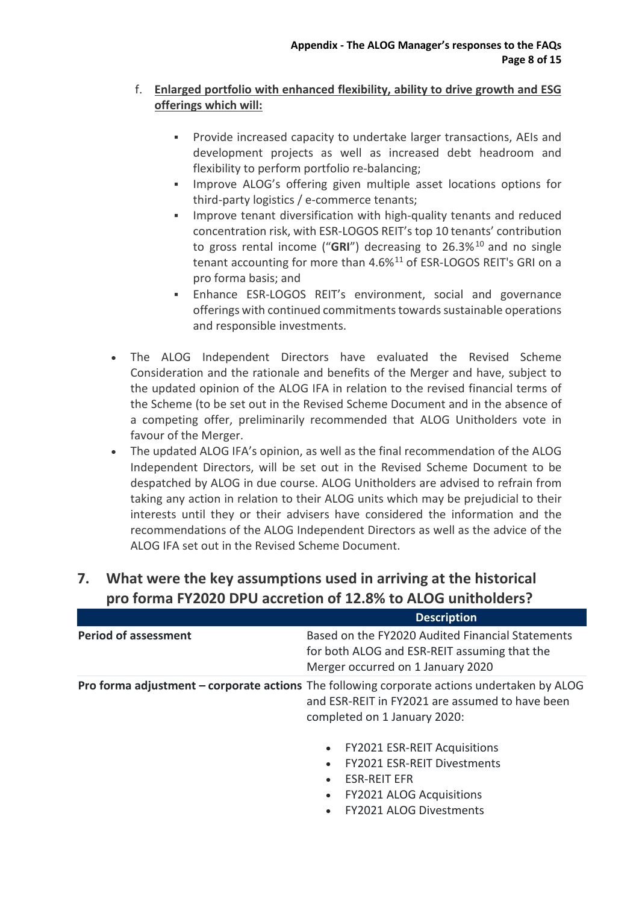f. **Enlarged portfolio with enhanced flexibility, ability to drive growth and ESG offerings which will:**

   - Provide increased capacity to undertake larger transactions, AEIs and development projects as well as increased debt headroom and flexibility to perform portfolio re-balancing;
   - Improve ALOG's offering given multiple asset locations options for third-party logistics / e-commerce tenants;
   - Improve tenant diversification with high-quality tenants and reduced concentration risk, with ESR-LOGOS REIT's top 10 tenants' contribution to gross rental income ("**GRI**") decreasing to 26.3%[10] and no single tenant accounting for more than 4.6%[11] of ESR-LOGOS REIT's GRI on a pro forma basis; and
   - Enhance ESR-LOGOS REIT's environment, social and governance offerings with continued commitments towards sustainable operations and responsible investments.

- The ALOG Independent Directors have evaluated the Revised Scheme Consideration and the rationale and benefits of the Merger and have, subject to the updated opinion of the ALOG IFA in relation to the revised financial terms of the Scheme (to be set out in the Revised Scheme Document and in the absence of a competing offer, preliminarily recommended that ALOG Unitholders vote in favour of the Merger.
- The updated ALOG IFA's opinion, as well as the final recommendation of the ALOG Independent Directors, will be set out in the Revised Scheme Document to be despatched by ALOG in due course. ALOG Unitholders are advised to refrain from taking any action in relation to their ALOG units which may be prejudicial to their interests until they or their advisers have considered the information and the recommendations of the ALOG Independent Directors as well as the advice of the ALOG IFA set out in the Revised Scheme Document.

## 7. What were the key assumptions used in arriving at the historical pro forma FY2020 DPU accretion of 12.8% to ALOG unitholders?

| | Description |
|---|---|
| **Period of assessment** | Based on the FY2020 Audited Financial Statements for both ALOG and ESR-REIT assuming that the Merger occurred on 1 January 2020 |
| **Pro forma adjustment – corporate actions** | The following corporate actions undertaken by ALOG and ESR-REIT in FY2021 are assumed to have been completed on 1 January 2020:<br>• FY2021 ESR-REIT Acquisitions<br>• FY2021 ESR-REIT Divestments<br>• ESR-REIT EFR<br>• FY2021 ALOG Acquisitions<br>• FY2021 ALOG Divestments |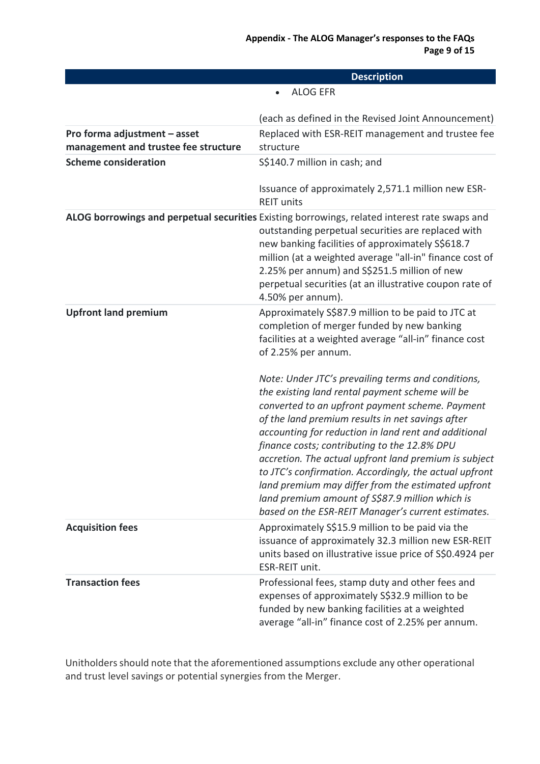| | Description |
|---|---|
| | • ALOG EFR<br><br>(each as defined in the Revised Joint Announcement) |
| **Pro forma adjustment – asset management and trustee fee structure** | Replaced with ESR-REIT management and trustee fee structure |
| **Scheme consideration** | S$140.7 million in cash; and<br><br>Issuance of approximately 2,571.1 million new ESR-REIT units |
| **ALOG borrowings and perpetual securities** | Existing borrowings, related interest rate swaps and outstanding perpetual securities are replaced with new banking facilities of approximately S$618.7 million (at a weighted average "all-in" finance cost of 2.25% per annum) and S$251.5 million of new perpetual securities (at an illustrative coupon rate of 4.50% per annum). |
| **Upfront land premium** | Approximately S$87.9 million to be paid to JTC at completion of merger funded by new banking facilities at a weighted average "all-in" finance cost of 2.25% per annum.<br><br>*Note: Under JTC's prevailing terms and conditions, the existing land rental payment scheme will be converted to an upfront payment scheme. Payment of the land premium results in net savings after accounting for reduction in land rent and additional finance costs; contributing to the 12.8% DPU accretion. The actual upfront land premium is subject to JTC's confirmation. Accordingly, the actual upfront land premium may differ from the estimated upfront land premium amount of S$87.9 million which is based on the ESR-REIT Manager's current estimates.* |
| **Acquisition fees** | Approximately S$15.9 million to be paid via the issuance of approximately 32.3 million new ESR-REIT units based on illustrative issue price of S$0.4924 per ESR-REIT unit. |
| **Transaction fees** | Professional fees, stamp duty and other fees and expenses of approximately S$32.9 million to be funded by new banking facilities at a weighted average "all-in" finance cost of 2.25% per annum. |

Unitholders should note that the aforementioned assumptions exclude any other operational and trust level savings or potential synergies from the Merger.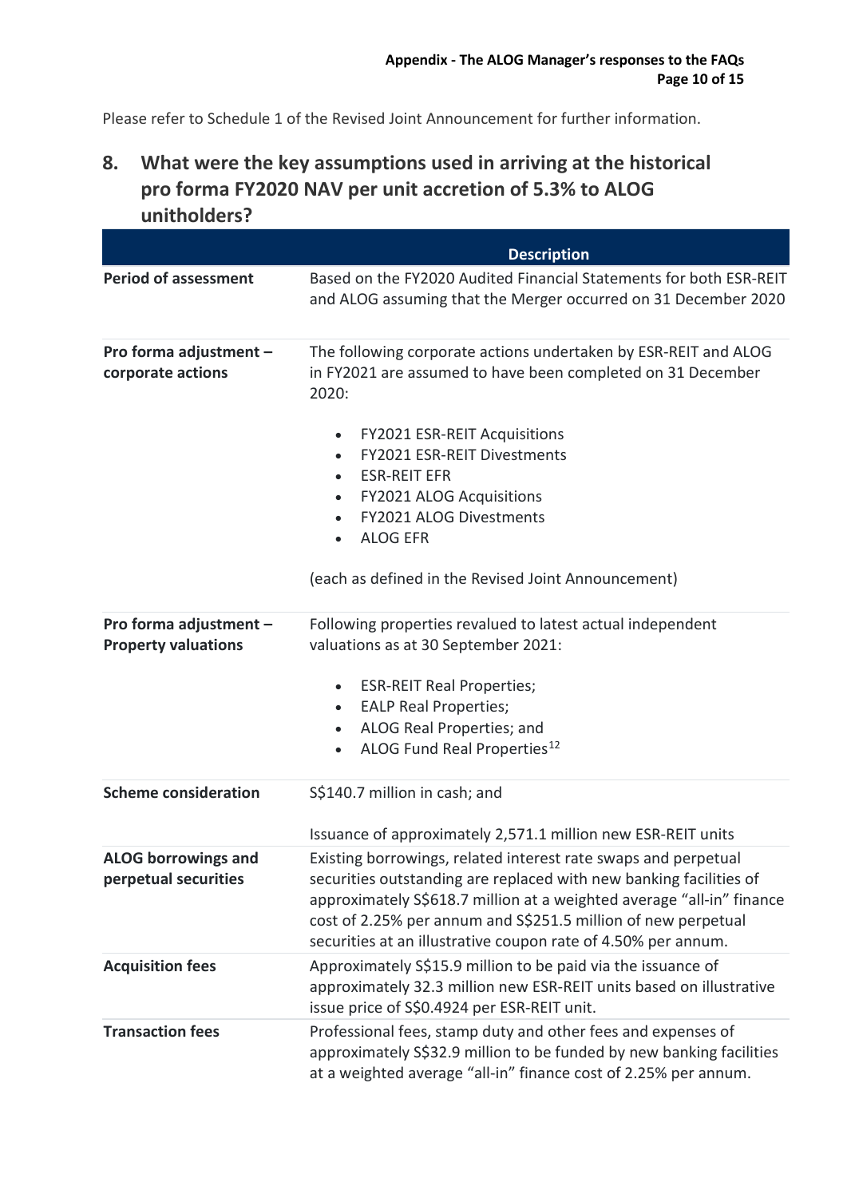Please refer to Schedule 1 of the Revised Joint Announcement for further information.

## 8. What were the key assumptions used in arriving at the historical pro forma FY2020 NAV per unit accretion of 5.3% to ALOG unitholders?

| | Description |
|---|---|
| **Period of assessment** | Based on the FY2020 Audited Financial Statements for both ESR-REIT and ALOG assuming that the Merger occurred on 31 December 2020 |
| **Pro forma adjustment – corporate actions** | The following corporate actions undertaken by ESR-REIT and ALOG in FY2021 are assumed to have been completed on 31 December 2020:<br><br>• FY2021 ESR-REIT Acquisitions<br>• FY2021 ESR-REIT Divestments<br>• ESR-REIT EFR<br>• FY2021 ALOG Acquisitions<br>• FY2021 ALOG Divestments<br>• ALOG EFR<br><br>(each as defined in the Revised Joint Announcement) |
| **Pro forma adjustment – Property valuations** | Following properties revalued to latest actual independent valuations as at 30 September 2021:<br><br>• ESR-REIT Real Properties;<br>• EALP Real Properties;<br>• ALOG Real Properties; and<br>• ALOG Fund Real Properties[12] |
| **Scheme consideration** | S$140.7 million in cash; and<br><br>Issuance of approximately 2,571.1 million new ESR-REIT units |
| **ALOG borrowings and perpetual securities** | Existing borrowings, related interest rate swaps and perpetual securities outstanding are replaced with new banking facilities of approximately S$618.7 million at a weighted average "all-in" finance cost of 2.25% per annum and S$251.5 million of new perpetual securities at an illustrative coupon rate of 4.50% per annum. |
| **Acquisition fees** | Approximately S$15.9 million to be paid via the issuance of approximately 32.3 million new ESR-REIT units based on illustrative issue price of S$0.4924 per ESR-REIT unit. |
| **Transaction fees** | Professional fees, stamp duty and other fees and expenses of approximately S$32.9 million to be funded by new banking facilities at a weighted average "all-in" finance cost of 2.25% per annum. |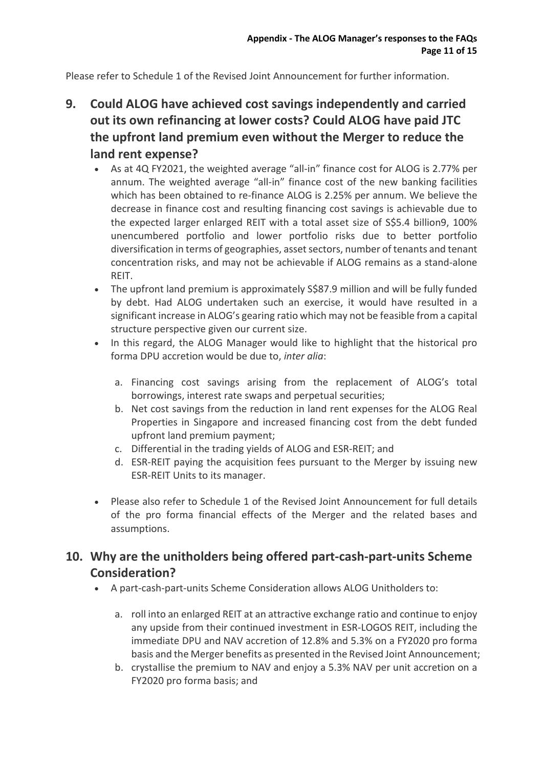Please refer to Schedule 1 of the Revised Joint Announcement for further information.

## 9. Could ALOG have achieved cost savings independently and carried out its own refinancing at lower costs? Could ALOG have paid JTC the upfront land premium even without the Merger to reduce the land rent expense?

- As at 4Q FY2021, the weighted average "all-in" finance cost for ALOG is 2.77% per annum. The weighted average "all-in" finance cost of the new banking facilities which has been obtained to re-finance ALOG is 2.25% per annum. We believe the decrease in finance cost and resulting financing cost savings is achievable due to the expected larger enlarged REIT with a total asset size of S$5.4 billion[9], 100% unencumbered portfolio and lower portfolio risks due to better portfolio diversification in terms of geographies, asset sectors, number of tenants and tenant concentration risks, and may not be achievable if ALOG remains as a stand-alone REIT.
- The upfront land premium is approximately S$87.9 million and will be fully funded by debt. Had ALOG undertaken such an exercise, it would have resulted in a significant increase in ALOG's gearing ratio which may not be feasible from a capital structure perspective given our current size.
- In this regard, the ALOG Manager would like to highlight that the historical pro forma DPU accretion would be due to, *inter alia*:

  a. Financing cost savings arising from the replacement of ALOG's total borrowings, interest rate swaps and perpetual securities;
  
  b. Net cost savings from the reduction in land rent expenses for the ALOG Real Properties in Singapore and increased financing cost from the debt funded upfront land premium payment;
  
  c. Differential in the trading yields of ALOG and ESR-REIT; and
  
  d. ESR-REIT paying the acquisition fees pursuant to the Merger by issuing new ESR-REIT Units to its manager.

- Please also refer to Schedule 1 of the Revised Joint Announcement for full details of the pro forma financial effects of the Merger and the related bases and assumptions.

## 10. Why are the unitholders being offered part-cash-part-units Scheme Consideration?

- A part-cash-part-units Scheme Consideration allows ALOG Unitholders to:

  a. roll into an enlarged REIT at an attractive exchange ratio and continue to enjoy any upside from their continued investment in ESR-LOGOS REIT, including the immediate DPU and NAV accretion of 12.8% and 5.3% on a FY2020 pro forma basis and the Merger benefits as presented in the Revised Joint Announcement;
  
  b. crystallise the premium to NAV and enjoy a 5.3% NAV per unit accretion on a FY2020 pro forma basis; and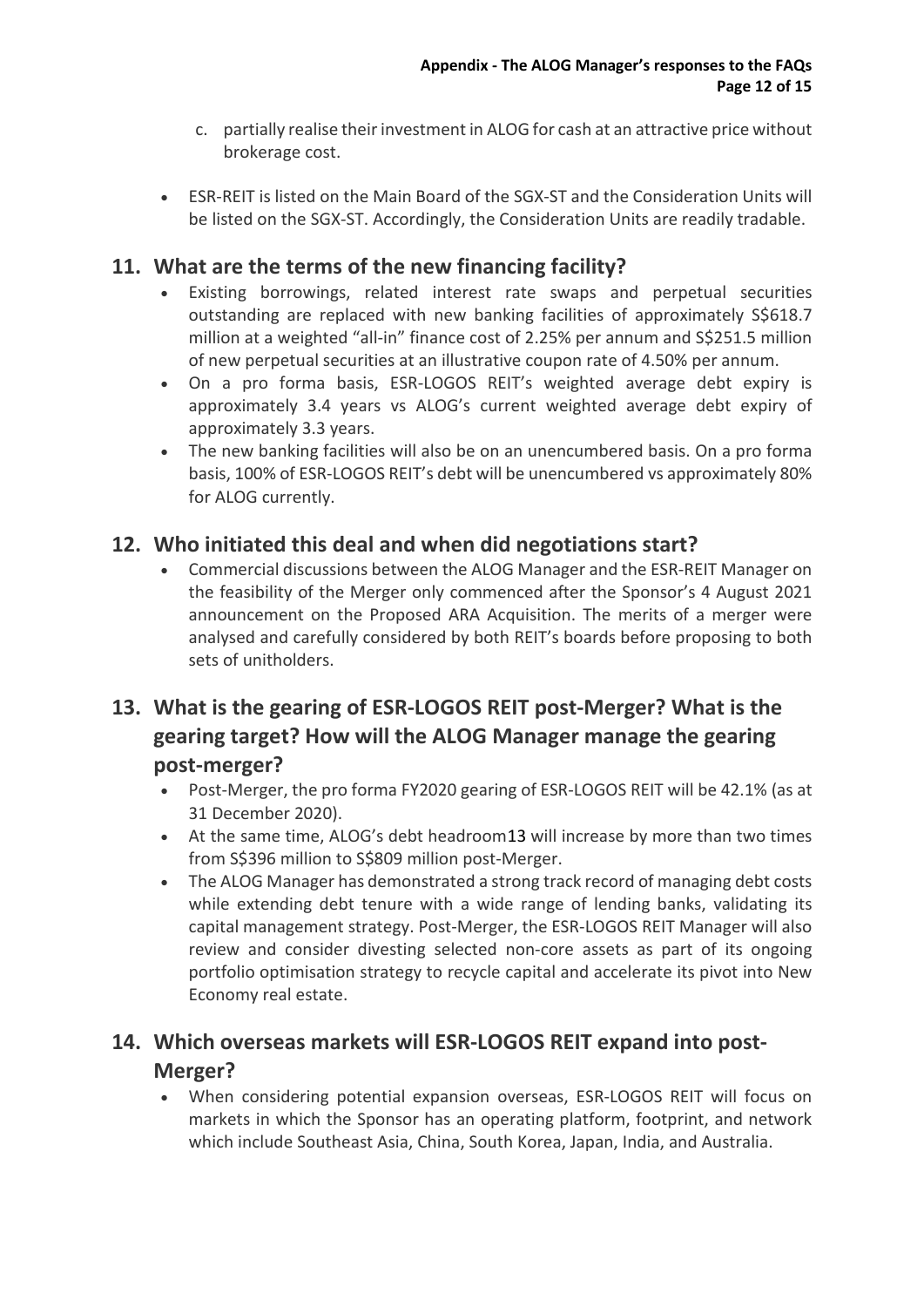c. partially realise their investment in ALOG for cash at an attractive price without brokerage cost.

- ESR-REIT is listed on the Main Board of the SGX-ST and the Consideration Units will be listed on the SGX-ST. Accordingly, the Consideration Units are readily tradable.

## 11. What are the terms of the new financing facility?

- Existing borrowings, related interest rate swaps and perpetual securities outstanding are replaced with new banking facilities of approximately S$618.7 million at a weighted "all-in" finance cost of 2.25% per annum and S$251.5 million of new perpetual securities at an illustrative coupon rate of 4.50% per annum.
- On a pro forma basis, ESR-LOGOS REIT's weighted average debt expiry is approximately 3.4 years vs ALOG's current weighted average debt expiry of approximately 3.3 years.
- The new banking facilities will also be on an unencumbered basis. On a pro forma basis, 100% of ESR-LOGOS REIT's debt will be unencumbered vs approximately 80% for ALOG currently.

## 12. Who initiated this deal and when did negotiations start?

- Commercial discussions between the ALOG Manager and the ESR-REIT Manager on the feasibility of the Merger only commenced after the Sponsor's 4 August 2021 announcement on the Proposed ARA Acquisition. The merits of a merger were analysed and carefully considered by both REIT's boards before proposing to both sets of unitholders.

## 13. What is the gearing of ESR-LOGOS REIT post-Merger? What is the gearing target? How will the ALOG Manager manage the gearing post-merger?

- Post-Merger, the pro forma FY2020 gearing of ESR-LOGOS REIT will be 42.1% (as at 31 December 2020).
- At the same time, ALOG's debt headroom[13] will increase by more than two times from S$396 million to S$809 million post-Merger.
- The ALOG Manager has demonstrated a strong track record of managing debt costs while extending debt tenure with a wide range of lending banks, validating its capital management strategy. Post-Merger, the ESR-LOGOS REIT Manager will also review and consider divesting selected non-core assets as part of its ongoing portfolio optimisation strategy to recycle capital and accelerate its pivot into New Economy real estate.

## 14. Which overseas markets will ESR-LOGOS REIT expand into post-Merger?

- When considering potential expansion overseas, ESR-LOGOS REIT will focus on markets in which the Sponsor has an operating platform, footprint, and network which include Southeast Asia, China, South Korea, Japan, India, and Australia.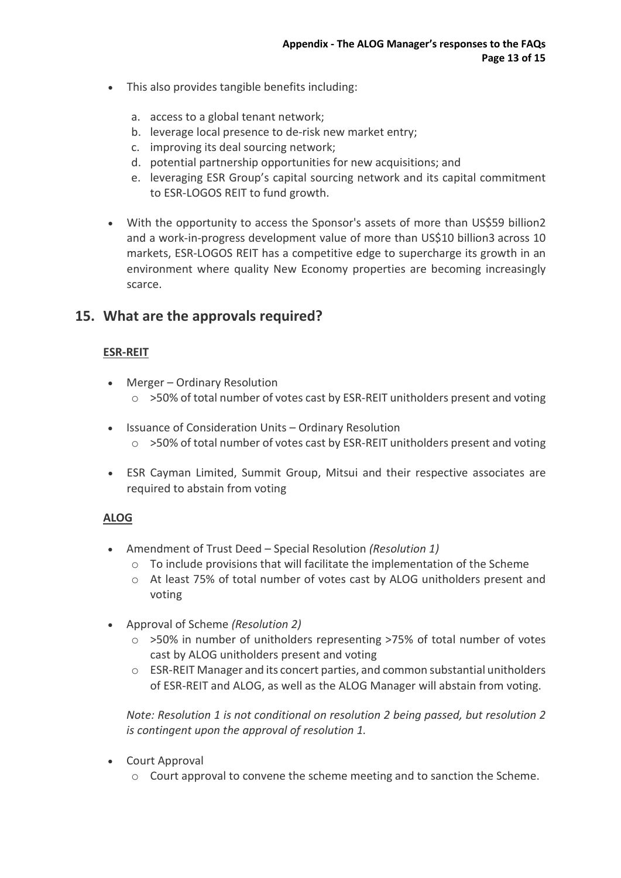- This also provides tangible benefits including:

  a. access to a global tenant network;
  b. leverage local presence to de-risk new market entry;
  c. improving its deal sourcing network;
  d. potential partnership opportunities for new acquisitions; and
  e. leveraging ESR Group's capital sourcing network and its capital commitment to ESR-LOGOS REIT to fund growth.

- With the opportunity to access the Sponsor's assets of more than US$59 billion[2] and a work-in-progress development value of more than US$10 billion[3] across 10 markets, ESR-LOGOS REIT has a competitive edge to supercharge its growth in an environment where quality New Economy properties are becoming increasingly scarce.

## 15. What are the approvals required?

**ESR-REIT**

- Merger – Ordinary Resolution
  - >50% of total number of votes cast by ESR-REIT unitholders present and voting

- Issuance of Consideration Units – Ordinary Resolution
  - >50% of total number of votes cast by ESR-REIT unitholders present and voting

- ESR Cayman Limited, Summit Group, Mitsui and their respective associates are required to abstain from voting

**ALOG**

- Amendment of Trust Deed – Special Resolution *(Resolution 1)*
  - To include provisions that will facilitate the implementation of the Scheme
  - At least 75% of total number of votes cast by ALOG unitholders present and voting

- Approval of Scheme *(Resolution 2)*
  - >50% in number of unitholders representing >75% of total number of votes cast by ALOG unitholders present and voting
  - ESR-REIT Manager and its concert parties, and common substantial unitholders of ESR-REIT and ALOG, as well as the ALOG Manager will abstain from voting.

  *Note: Resolution 1 is not conditional on resolution 2 being passed, but resolution 2 is contingent upon the approval of resolution 1.*

- Court Approval
  - Court approval to convene the scheme meeting and to sanction the Scheme.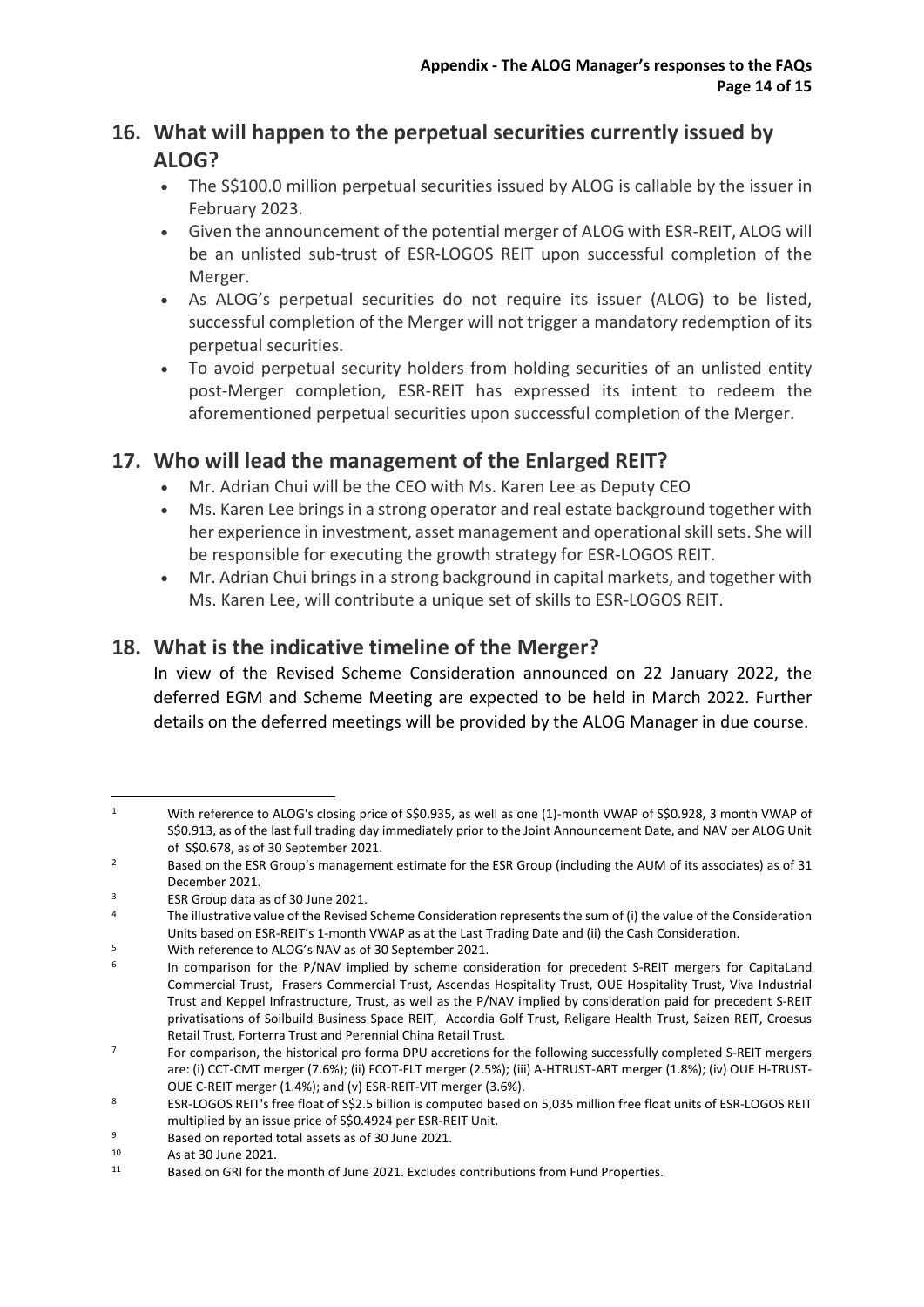## 16. What will happen to the perpetual securities currently issued by ALOG?

- The S$100.0 million perpetual securities issued by ALOG is callable by the issuer in February 2023.
- Given the announcement of the potential merger of ALOG with ESR-REIT, ALOG will be an unlisted sub-trust of ESR-LOGOS REIT upon successful completion of the Merger.
- As ALOG's perpetual securities do not require its issuer (ALOG) to be listed, successful completion of the Merger will not trigger a mandatory redemption of its perpetual securities.
- To avoid perpetual security holders from holding securities of an unlisted entity post-Merger completion, ESR-REIT has expressed its intent to redeem the aforementioned perpetual securities upon successful completion of the Merger.

## 17. Who will lead the management of the Enlarged REIT?

- Mr. Adrian Chui will be the CEO with Ms. Karen Lee as Deputy CEO
- Ms. Karen Lee brings in a strong operator and real estate background together with her experience in investment, asset management and operational skill sets. She will be responsible for executing the growth strategy for ESR-LOGOS REIT.
- Mr. Adrian Chui brings in a strong background in capital markets, and together with Ms. Karen Lee, will contribute a unique set of skills to ESR-LOGOS REIT.

## 18. What is the indicative timeline of the Merger?

In view of the Revised Scheme Consideration announced on 22 January 2022, the deferred EGM and Scheme Meeting are expected to be held in March 2022. Further details on the deferred meetings will be provided by the ALOG Manager in due course.

---

[1] With reference to ALOG's closing price of S$0.935, as well as one (1)-month VWAP of S$0.928, 3 month VWAP of S$0.913, as of the last full trading day immediately prior to the Joint Announcement Date, and NAV per ALOG Unit of S$0.678, as of 30 September 2021.

[2] Based on the ESR Group's management estimate for the ESR Group (including the AUM of its associates) as of 31 December 2021.

[3] ESR Group data as of 30 June 2021.

[4] The illustrative value of the Revised Scheme Consideration represents the sum of (i) the value of the Consideration Units based on ESR-REIT's 1-month VWAP as at the Last Trading Date and (ii) the Cash Consideration.

[5] With reference to ALOG's NAV as of 30 September 2021.

[6] In comparison for the P/NAV implied by scheme consideration for precedent S-REIT mergers for CapitaLand Commercial Trust, Frasers Commercial Trust, Ascendas Hospitality Trust, OUE Hospitality Trust, Viva Industrial Trust and Keppel Infrastructure, Trust, as well as the P/NAV implied by consideration paid for precedent S-REIT privatisations of Soilbuild Business Space REIT, Accordia Golf Trust, Religare Health Trust, Saizen REIT, Croesus Retail Trust, Forterra Trust and Perennial China Retail Trust.

[7] For comparison, the historical pro forma DPU accretions for the following successfully completed S-REIT mergers are: (i) CCT-CMT merger (7.6%); (ii) FCOT-FLT merger (2.5%); (iii) A-HTRUST-ART merger (1.8%); (iv) OUE H-TRUST-OUE C-REIT merger (1.4%); and (v) ESR-REIT-VIT merger (3.6%).

[8] ESR-LOGOS REIT's free float of S$2.5 billion is computed based on 5,035 million free float units of ESR-LOGOS REIT multiplied by an issue price of S$0.4924 per ESR-REIT Unit.

[9] Based on reported total assets as of 30 June 2021.

[10] As at 30 June 2021.

[11] Based on GRI for the month of June 2021. Excludes contributions from Fund Properties.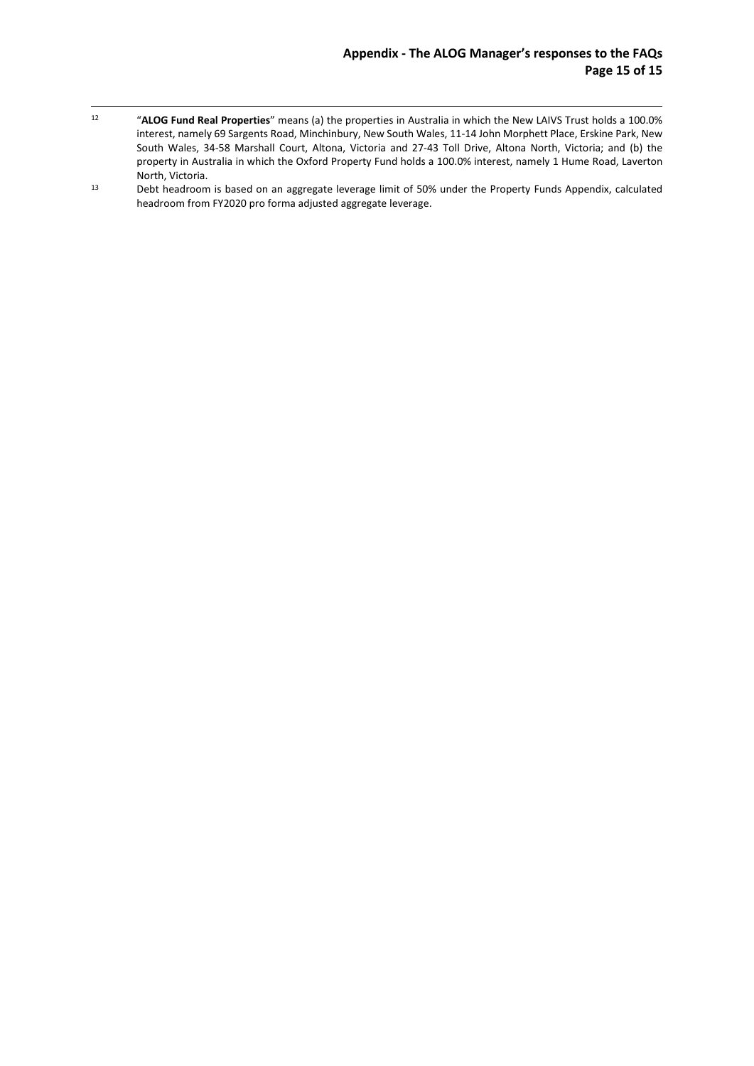[12] "**ALOG Fund Real Properties**" means (a) the properties in Australia in which the New LAIVS Trust holds a 100.0% interest, namely 69 Sargents Road, Minchinbury, New South Wales, 11-14 John Morphett Place, Erskine Park, New South Wales, 34-58 Marshall Court, Altona, Victoria and 27-43 Toll Drive, Altona North, Victoria; and (b) the property in Australia in which the Oxford Property Fund holds a 100.0% interest, namely 1 Hume Road, Laverton North, Victoria.

[13] Debt headroom is based on an aggregate leverage limit of 50% under the Property Funds Appendix, calculated headroom from FY2020 pro forma adjusted aggregate leverage.